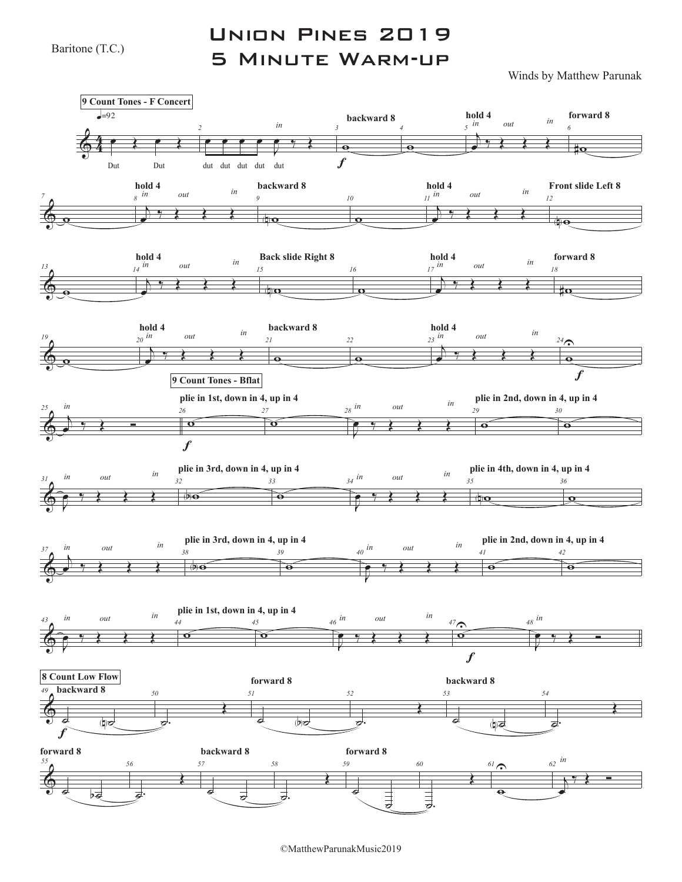Baritone (T.C.)

# Union Pines 2019
# 5 Minute Warm-up

Winds by Matthew Parunak

**9 Count Tones - F Concert**

♩=92

Dut Dut dut dut dut dut dut dut

in

**backward 8**

**hold 4** in out in

**forward 8**

**hold 4** in out in

**backward 8**

**hold 4** in out in

**Front slide Left 8**

**hold 4** in out in

**Back slide Right 8**

**hold 4** in out in

**forward 8**

**hold 4** in out in

**backward 8**

**hold 4** in out in

**9 Count Tones - Bflat**

in

**plie in 1st, down in 4, up in 4**

in out in

**plie in 2nd, down in 4, up in 4**

in out in

**plie in 3rd, down in 4, up in 4**

in out in

**plie in 4th, down in 4, up in 4**

in out in

**plie in 3rd, down in 4, up in 4**

in out in

**plie in 2nd, down in 4, up in 4**

in out in

**plie in 1st, down in 4, up in 4**

in out in

in

**8 Count Low Flow**

**backward 8**

**forward 8**

**backward 8**

**forward 8**

**backward 8**

**forward 8**

in

©MatthewParunakMusic2019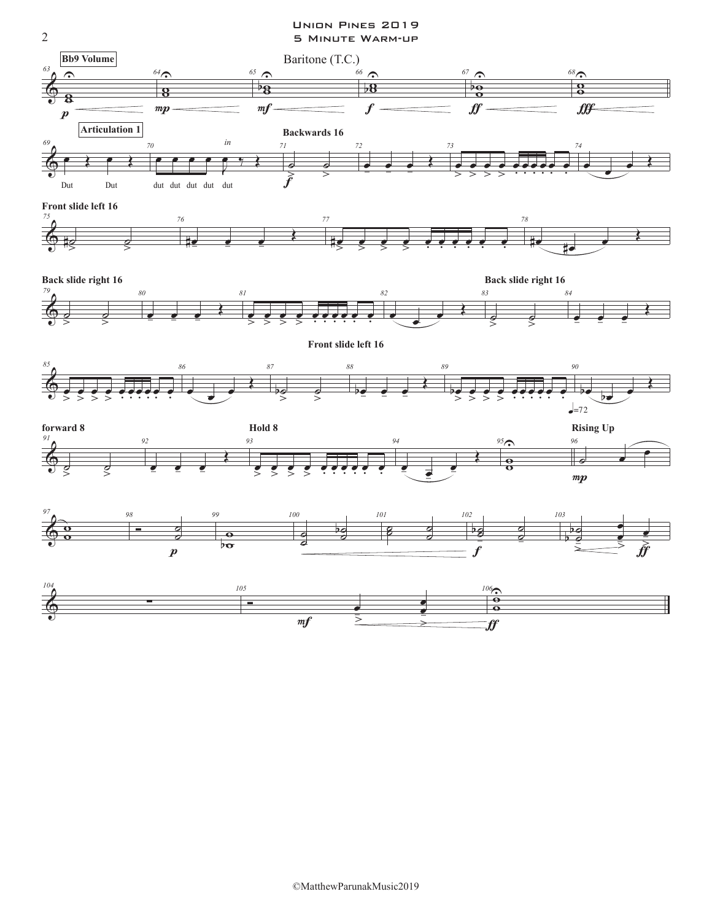Bb9 Volume

Baritone (T.C.)

*p* *mp* *mf* *f* *ff* *fff*

Articulation 1

*in*

Dut Dut dut dut dut dut dut

Backwards 16

*f*

Front slide left 16

Back slide right 16

Back slide right 16

Front slide left 16

♩=72

forward 8

Hold 8

Rising Up

*mp*

*p*

*f*

*ff*

*mf*

*ff*

©MatthewParunakMusic2019